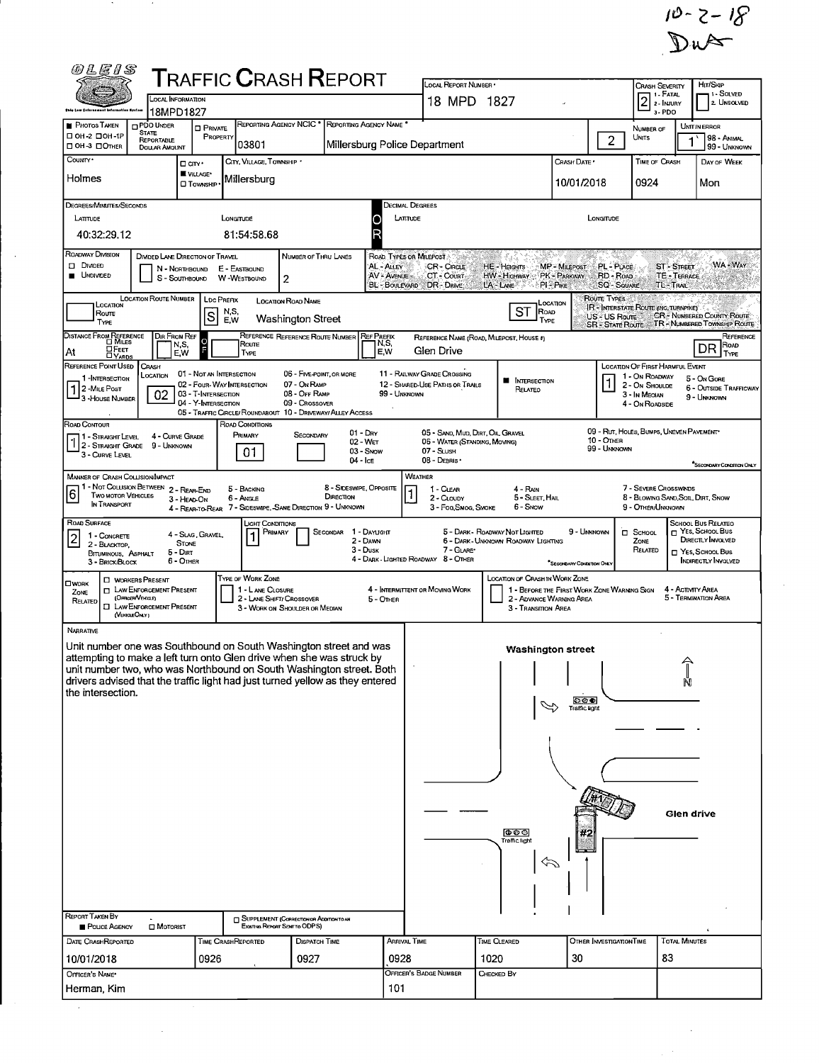10-2-18
DWA

# TRAFFIC CRASH REPORT

OLEIS

| Field | Value |
|---|---|
| Local Information | 18MPD1827 |
| Local Report Number | 18 MPD 1827 |
| Crash Severity | 2 (1 - Fatal, 2 - Injury, 3 - PDO) |
| Hit/Skip | 1 - Solved, 2. Unsolved |
| Photos Taken | OH-2 / OH-1P / OH-3 / Other |
| PDO Under State Reportable Dollar Amount | |
| Private Property | |
| Reporting Agency NCIC | 03801 |
| Reporting Agency Name | Millersburg Police Department |
| Number of Units | 2 |
| Unit in Error | 1 (98 - Animal, 99 - Unknown) |
| County | Holmes |
| City, Village, Township | Village: Millersburg |
| Crash Date | 10/01/2018 |
| Time of Crash | 0924 |
| Day of Week | Mon |

**Degrees/Minutes/Seconds**

| Latitude | Longitude |
|---|---|
| 40:32:29.12 | 81:54:58.68 |

**Decimal Degrees** — Latitude: / Longitude:

| Field | Value |
|---|---|
| Roadway Division | Undivided |
| Divided Lane Direction of Travel | N - Northbound, S - Southbound, E - Eastbound, W - Westbound |
| Number of Thru Lanes | 2 |
| Location Route Number | |
| Loc Prefix | S |
| Location Road Name | Washington Street |
| Location Road Type | ST |
| Distance From Reference | At |
| Dir From Ref | |
| Reference Route Number | |
| Ref Prefix | |
| Reference Name (Road, Milepost, House #) | Glen Drive |
| Reference Road Type | DR |
| Reference Point Used | 1 (1 - Intersection, 2 - Mile Post, 3 - House Number) |
| Crash Location | 02 |
| Intersection Related | ■ |
| Location of First Harmful Event | 1 |
| Road Contour | 1 |
| Road Conditions Primary | 01 |
| Road Conditions Secondary | |
| Manner of Crash Collision/Impact | 6 |
| Weather | 1 |
| Road Surface | 2 |
| Light Conditions Primary | 1 |
| Light Conditions Secondary | |

Road Types or Milepost: AL - Alley, AV - Avenue, BL - Boulevard, CR - Circle, CT - Court, DR - Drive, HE - Heights, HW - Highway, LA - Lane, MP - Milepost, PK - Parkway, PI - Pike, PL - Place, RD - Road, SQ - Square, ST - Street, TE - Terrace, TL - Trail, WA - Way

Route Types: IR - Interstate Route (inc. Turnpike), US - US Route, SR - State Route, CR - Numbered County Route, TR - Numbered Township Route

Crash Location: 01 - Not an Intersection, 02 - Four-Way Intersection, 03 - T-Intersection, 04 - Y-Intersection, 05 - Traffic Circle/Roundabout, 06 - Five-Point, or More, 07 - On Ramp, 08 - Off Ramp, 09 - Crossover, 10 - Driveway/Alley Access, 11 - Railway Grade Crossing, 12 - Shared-Use Paths or Trails, 99 - Unknown

Location of First Harmful Event: 1 - On Roadway, 2 - On Shoulde, 3 - In Median, 4 - On Roadside, 5 - On Gore, 6 - Outside Trafficway, 9 - Unknown

Road Contour: 1 - Straight Level, 2 - Straight Grade, 3 - Curve Level, 4 - Curve Grade, 9 - Unknown

Road Conditions: 01 - Dry, 02 - Wet, 03 - Snow, 04 - Ice, 05 - Sand, Mud, Dirt, Oil, Gravel, 06 - Water (Standing, Moving), 07 - Slush, 08 - Debris, 09 - Rut, Holes, Bumps, Uneven Pavement, 10 - Other, 99 - Unknown (*Secondary Condition Only)

Manner of Crash Collision/Impact: 1 - Not Collision Between Two Motor Vehicles In Transport, 2 - Rear-End, 3 - Head-On, 4 - Rear-to-Rear, 5 - Backing, 6 - Angle, 7 - Sideswipe, -Same Direction, 8 - Sideswipe, Opposite Direction, 9 - Unknown

Weather: 1 - Clear, 2 - Cloudy, 3 - Fog, Smog, Smoke, 4 - Rain, 5 - Sleet, Hail, 6 - Snow, 7 - Severe Crosswinds, 8 - Blowing Sand, Soil, Dirt, Snow, 9 - Other/Unknown

Road Surface: 1 - Concrete, 2 - Blacktop, Bituminous, Asphalt, 3 - Brick/Block, 4 - Slag, Gravel, Stone, 5 - Dirt, 6 - Other

Light Conditions: 1 - Daylight, 2 - Dawn, 3 - Dusk, 4 - Dark - Lighted Roadway, 5 - Dark - Roadway Not Lighted, 6 - Dark - Unknown Roadway Lighting, 7 - Glare*, 8 - Other, 9 - Unknown (*Secondary Condition Only)

School Zone Related / School Bus Related: Yes, School Bus Directly Involved / Yes, School Bus Indirectly Involved

Work Zone Related: Workers Present / Law Enforcement Present (Officer/Vehicle) / Law Enforcement Present (Vehicle Only)

Type of Work Zone: 1 - Lane Closure, 2 - Lane Shift/Crossover, 3 - Work on Shoulder or Median, 4 - Intermittent or Moving Work, 5 - Other

Location of Crash in Work Zone: 1 - Before the First Work Zone Warning Sign, 2 - Advance Warning Area, 3 - Transition Area, 4 - Activity Area, 5 - Termination Area

## Narrative

Unit number one was Southbound on South Washington street and was attempting to make a left turn onto Glen drive when she was struck by unit number two, who was Northbound on South Washington street. Both drivers advised that the traffic light had just turned yellow as they entered the intersection.

Diagram labels: Washington street; N; Traffic light; Traffic light; #1; #2; Glen drive

| Field | Value |
|---|---|
| Report Taken By | ■ Police Agency / □ Motorist |
| Supplement (Correction or Addition to an Existing Report Sent to ODPS) | □ |
| Date Crash Reported | 10/01/2018 |
| Time Crash Reported | 0926 |
| Dispatch Time | 0927 |
| Arrival Time | 0928 |
| Time Cleared | 1020 |
| Other Investigation Time | 30 |
| Total Minutes | 83 |
| Officer's Name | Herman, Kim |
| Officer's Badge Number | 101 |
| Checked By | |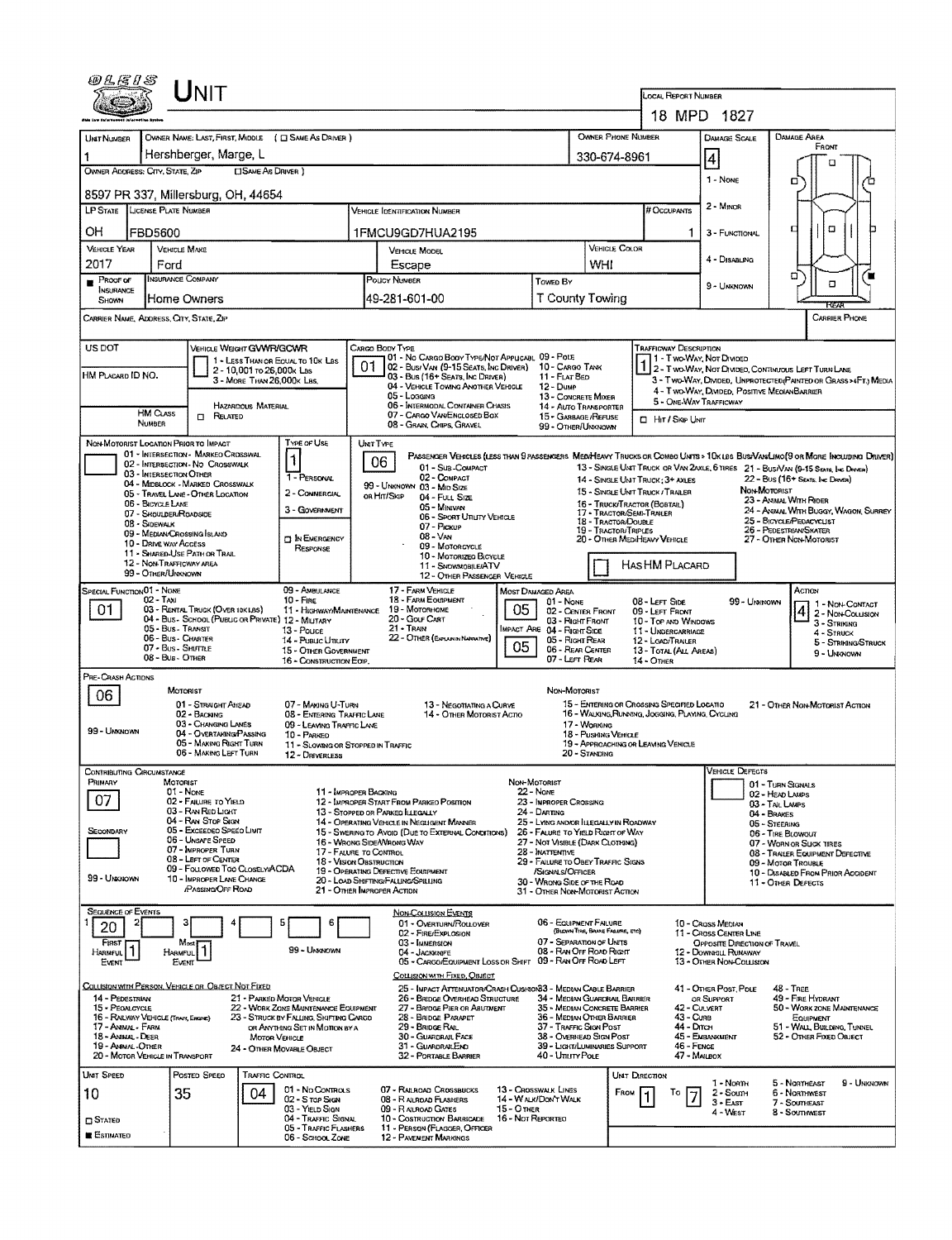# UNIT

**LOCAL REPORT NUMBER:** 18 MPD 1827

| UNIT NUMBER | OWNER NAME: LAST, FIRST, MIDDLE ( ☐ SAME AS DRIVER ) | OWNER PHONE NUMBER | DAMAGE SCALE | DAMAGE AREA |
|---|---|---|---|---|
| 1 | Hershberger, Marge, L | 330-674-8961 | 4 | FRONT |

OWNER ADDRESS: CITY, STATE, ZIP ☐ SAME AS DRIVER )

8597 PR 337, Millersburg, OH, 44654

| LP STATE | LICENSE PLATE NUMBER | VEHICLE IDENTIFICATION NUMBER | # OCCUPANTS |
|---|---|---|---|
| OH | FBD5600 | 1FMCU9GD7HUA2195 | 1 |

| VEHICLE YEAR | VEHICLE MAKE | VEHICLE MODEL | VEHICLE COLOR |
|---|---|---|---|
| 2017 | Ford | Escape | WHI |

| PROOF OF INSURANCE SHOWN | INSURANCE COMPANY | POLICY NUMBER | TOWED BY |
|---|---|---|---|
| ■ | Home Owners | 49-281-601-00 | T County Towing |

DAMAGE SCALE: 1 - NONE, 2 - MINOR, 3 - FUNCTIONAL, 4 - DISABLING, 9 - UNKNOWN

CARRIER NAME, ADDRESS, CITY, STATE, ZIP — CARRIER PHONE

US DOT — VEHICLE WEIGHT GVWR/GCWR: 1 - LESS THAN OR EQUAL TO 10K LBS; 2 - 10,001 TO 26,000K LBS; 3 - MORE THAN 26,000K LBS.

HM PLACARD ID NO. — HM CLASS NUMBER — HAZARDOUS MATERIAL ☐ RELATED

CARGO BODY TYPE: **01** — 01 - NO CARGO BODY TYPE/NOT APPLICABL; 02 - BUS/VAN (9-15 SEATS, INC DRIVER); 03 - BUS (16+ SEATS, INC DRIVER); 04 - VEHICLE TOWING ANOTHER VEHICLE; 05 - LOGGING; 06 - INTERMODAL CONTAINER CHASIS; 07 - CARGO VAN/ENCLOSED BOX; 08 - GRAIN, CHIPS, GRAVEL; 09 - POLE; 10 - CARGO TANK; 11 - FLAT BED; 12 - DUMP; 13 - CONCRETE MIXER; 14 - AUTO TRANSPORTER; 15 - GARBAGE/REFUSE; 99 - OTHER/UNKNOWN

TRAFFICWAY DESCRIPTION: **1** — 1 - TWO-WAY, NOT DIVIDED; 2 - TWO-WAY, NOT DIVIDED, CONTINUOUS LEFT TURN LANE; 3 - TWO-WAY, DIVIDED, UNPROTECTED(PAINTED OR GRASS >4FT.) MEDIA; 4 - TWO-WAY, DIVIDED, POSITIVE MEDIAN BARRIER; 5 - ONE-WAY TRAFFICWAY; ☐ HIT / SKIP UNIT

NON-MOTORIST LOCATION PRIOR TO IMPACT: 01 - INTERSECTION - MARKED CROSSWAL; 02 - INTERSECTION - NO CROSSWALK; 03 - INTERSECTION OTHER; 04 - MIDBLOCK - MARKED CROSSWALK; 05 - TRAVEL LANE - OTHER LOCATION; 06 - BICYCLE LANE; 07 - SHOULDER/ROADSIDE; 08 - SIDEWALK; 09 - MEDIAN/CROSSING ISLAND; 10 - DRIVE WAY ACCESS; 11 - SHARED-USE PATH OR TRAIL; 12 - NON-TRAFFICWAY AREA; 99 - OTHER/UNKNOWN

TYPE OF USE: **1** — 1 - PERSONAL; 2 - COMMERCIAL; 3 - GOVERNMENT; ☐ IN EMERGENCY RESPONSE

UNIT TYPE: **06** — PASSENGER VEHICLES (LESS THAN 9 PASSENGERS MED/HEAVY TRUCKS OR COMBO UNITS > 10K LBS BUS/VAN/LIMO(9 OR MORE INCLUDING DRIVER): 01 - SUB-COMPACT; 02 - COMPACT; 99 - UNKNOWN 03 - MID SIZE OR HIT/SKIP; 04 - FULL SIZE; 05 - MINIVAN; 06 - SPORT UTILITY VEHICLE; 07 - PICKUP; 08 - VAN; 09 - MOTORCYCLE; 10 - MOTORIZED BICYCLE; 11 - SNOWMOBILE/ATV; 12 - OTHER PASSENGER VEHICLE; 13 - SINGLE UNIT TRUCK OR VAN 2AXLE, 6 TIRES; 14 - SINGLE UNIT TRUCK; 3+ AXLES; 15 - SINGLE UNIT TRUCK / TRAILER; 16 - TRUCK/TRACTOR (BOBTAIL); 17 - TRACTOR/SEMI-TRAILER; 18 - TRACTOR/DOUBLE; 19 - TRACTOR/TRIPLES; 20 - OTHER MED/HEAVY VEHICLE; 21 - BUS/VAN (9-15 SEATS, INC DRIVER); 22 - BUS (16+ SEATS, INC DRIVER); NON-MOTORIST: 23 - ANIMAL WITH RIDER; 24 - ANIMAL WITH BUGGY, WAGON, SURREY; 25 - BICYCLE/PEDACYCLIST; 26 - PEDESTRIAN/SKATER; 27 - OTHER NON-MOTORIST; ☐ HAS HM PLACARD

SPECIAL FUNCTION: **01** — 01 - NONE; 02 - TAXI; 03 - RENTAL TRUCK (OVER 10K LBS); 04 - BUS - SCHOOL (PUBLIC OR PRIVATE); 05 - BUS - TRANSIT; 06 - BUS - CHARTER; 07 - BUS - SHUTTLE; 08 - BUS - OTHER; 09 - AMBULANCE; 10 - FIRE; 11 - HIGHWAY/MAINTENANCE; 12 - MILITARY; 13 - POLICE; 14 - PUBLIC UTILITY; 15 - OTHER GOVERNMENT; 16 - CONSTRUCTION EQIP.; 17 - FARM VEHICLE; 18 - FARM EQUIPMENT; 19 - MOTORHOME; 20 - GOLF CART; 21 - TRAIN; 22 - OTHER (EXPLAIN IN NARRATIVE)

MOST DAMAGED AREA: **05** — IMPACT ARE: **05** — 01 - NONE; 02 - CENTER FRONT; 03 - RIGHT FRONT; 04 - RIGHT SIDE; 05 - RIGHT REAR; 06 - REAR CENTER; 07 - LEFT REAR; 08 - LEFT SIDE; 09 - LEFT FRONT; 10 - TOP AND WINDOWS; 11 - UNDERCARRIAGE; 12 - LOAD/TRAILER; 13 - TOTAL (ALL AREAS); 14 - OTHER; 99 - UNKNOWN

ACTION: **4** — 1 - NON-CONTACT; 2 - NON-COLLISION; 3 - STRIKING; 4 - STRUCK; 5 - STRIKING/STRUCK; 9 - UNKNOWN

PRE-CRASH ACTIONS: **06** — MOTORIST: 01 - STRAIGHT AHEAD; 02 - BACKING; 03 - CHANGING LANES; 04 - OVERTAKING/PASSING; 05 - MAKING RIGHT TURN; 06 - MAKING LEFT TURN; 07 - MAKING U-TURN; 08 - ENTERING TRAFFIC LANE; 09 - LEAVING TRAFFIC LANE; 10 - PARKED; 11 - SLOWING OR STOPPED IN TRAFFIC; 12 - DRIVERLESS; 13 - NEGOTIATING A CURVE; 14 - OTHER MOTORIST ACTIO; 99 - UNKNOWN. NON-MOTORIST: 15 - ENTERING OR CROSSING SPECIFIED LOCATIO; 16 - WALKING, RUNNING, JOGGING, PLAYING, CYCLING; 17 - WORKING; 18 - PUSHING VEHICLE; 19 - APPROACHING OR LEAVING VEHICLE; 20 - STANDING; 21 - OTHER NON-MOTORIST ACTION

CONTRIBUTING CIRCUMSTANCE: PRIMARY **07**; SECONDARY (blank) — MOTORIST: 01 - NONE; 02 - FAILURE TO YIELD; 03 - RAN RED LIGHT; 04 - RAN STOP SIGN; 05 - EXCEEDED SPEED LIMIT; 06 - UNSAFE SPEED; 07 - IMPROPER TURN; 08 - LEFT OF CENTER; 09 - FOLLOWED TOO CLOSELY/ACDA; 10 - IMPROPER LANE CHANGE /PASSING/OFF ROAD; 11 - IMPROPER BACKING; 12 - IMPROPER START FROM PARKED POSITION; 13 - STOPPED OR PARKED ILLEGALLY; 14 - OPERATING VEHICLE IN NEGLIGENT MANNER; 15 - SWERING TO AVOID (DUE TO EXTERNAL CONDITIONS); 16 - WRONG SIDE/WRONG WAY; 17 - FAILURE TO CONTROL; 18 - VISION OBSTRUCTION; 19 - OPERATING DEFECTIVE EQUIPMENT; 20 - LOAD SHIFTING/FALLING/SPILLING; 21 - OTHER IMPROPER ACTION; 99 - UNKNOWN. NON-MOTORIST: 22 - NONE; 23 - IMPROPER CROSSING; 24 - DARTING; 25 - LYING AND/OR ILLEGALLY IN ROADWAY; 26 - FAILURE TO YIELD RIGHT OF WAY; 27 - NOT VISIBLE (DARK CLOTHING); 28 - INATTENTIVE; 29 - FAILURE TO OBEY TRAFFIC SIGNS /SIGNALS/OFFICER; 30 - WRONG SIDE OF THE ROAD; 31 - OTHER NON-MOTORIST ACTION

VEHICLE DEFECTS: 01 - TURN SIGNALS; 02 - HEAD LAMPS; 03 - TAIL LAMPS; 04 - BRAKES; 05 - STEERING; 06 - TIRE BLOWOUT; 07 - WORN OR SLICK TIRES; 08 - TRAILER EQUIPMENT DEFECTIVE; 09 - MOTOR TROUBLE; 10 - DISABLED FROM PRIOR ACCIDENT; 11 - OTHER DEFECTS

SEQUENCE OF EVENTS: 1: **20**; FIRST HARMFUL EVENT: **1**; MOST HARMFUL EVENT: **1**; 99 - UNKNOWN

NON-COLLISION EVENTS: 01 - OVERTURN/ROLLOVER; 02 - FIRE/EXPLOSION; 03 - IMMERSION; 04 - JACKKNIFE; 05 - CARGO/EQUIPMENT LOSS OR SHIFT; 06 - EQUIPMENT FAILURE (BLOWN TIRE, BRAKE FAILURE, ETC); 07 - SEPARATION OF UNITS; 08 - RAN OFF ROAD RIGHT; 09 - RAN OFF ROAD LEFT; 10 - CROSS MEDIAN; 11 - CROSS CENTER LINE OPPOSITE DIRECTION OF TRAVEL; 12 - DOWNHILL RUNAWAY; 13 - OTHER NON-COLLISION

COLLISION WITH PERSON, VEHICLE OR OBJECT NOT FIXED: 14 - PEDESTRIAN; 15 - PEDALCYCLE; 16 - RAILWAY VEHICLE (TRAIN, ENGINE); 17 - ANIMAL - FARM; 18 - ANIMAL - DEER; 19 - ANIMAL - OTHER; 20 - MOTOR VEHICLE IN TRANSPORT; 21 - PARKED MOTOR VEHICLE; 22 - WORK ZONE MAINTENANCE EQUIPMENT; 23 - STRUCK BY FALLING, SHIFTING CARGO OR ANYTHING SET IN MOTION BY A MOTOR VEHICLE; 24 - OTHER MOVABLE OBJECT

COLLISION WITH FIXED, OBJECT: 25 - IMPACT ATTENUATOR/CRASH CUSHION; 26 - BRIDGE OVERHEAD STRUCTURE; 27 - BRIDGE PIER OR ABUTMENT; 28 - BRIDGE PARAPET; 29 - BRIDGE RAIL; 30 - GUARDRAIL FACE; 31 - GUARDRAIL END; 32 - PORTABLE BARRIER; 33 - MEDIAN CABLE BARRIER; 34 - MEDIAN GUARDRAIL BARRIER; 35 - MEDIAN CONCRETE BARRIER; 36 - MEDIAN OTHER BARRIER; 37 - TRAFFIC SIGN POST; 38 - OVERHEAD SIGN POST; 39 - LIGHT/LUMINARIES SUPPORT; 40 - UTILITY POLE; 41 - OTHER POST, POLE OR SUPPORT; 42 - CULVERT; 43 - CURB; 44 - DITCH; 45 - EMBANKMENT; 46 - FENCE; 47 - MAILBOX; 48 - TREE; 49 - FIRE HYDRANT; 50 - WORK ZONE MAINTENANCE EQUIPMENT; 51 - WALL, BUILDING, TUNNEL; 52 - OTHER FIXED OBJECT

| UNIT SPEED | POSTED SPEED | TRAFFIC CONTROL | UNIT DIRECTION |
|---|---|---|---|
| 10 | 35 | 04 | FROM 1 TO 7 |

☐ STATED ■ ESTIMATED

TRAFFIC CONTROL: 01 - NO CONTROLS; 02 - STOP SIGN; 03 - YIELD SIGN; 04 - TRAFFIC SIGNAL; 05 - TRAFFIC FLASHERS; 06 - SCHOOL ZONE; 07 - RAILROAD CROSSBUCKS; 08 - RAILROAD FLASHERS; 09 - RAILROAD GATES; 10 - COSTRUCTION BARRICADE; 11 - PERSON (FLAGGER, OFFICER); 12 - PAVEMENT MARKINGS; 13 - CROSSWALK LINES; 14 - WALK/DON'T WALK; 15 - OTHER; 16 - NOT REPORTED

UNIT DIRECTION: 1 - NORTH; 2 - SOUTH; 3 - EAST; 4 - WEST; 5 - NORTHEAST; 6 - NORTHWEST; 7 - SOUTHEAST; 8 - SOUTHWEST; 9 - UNKNOWN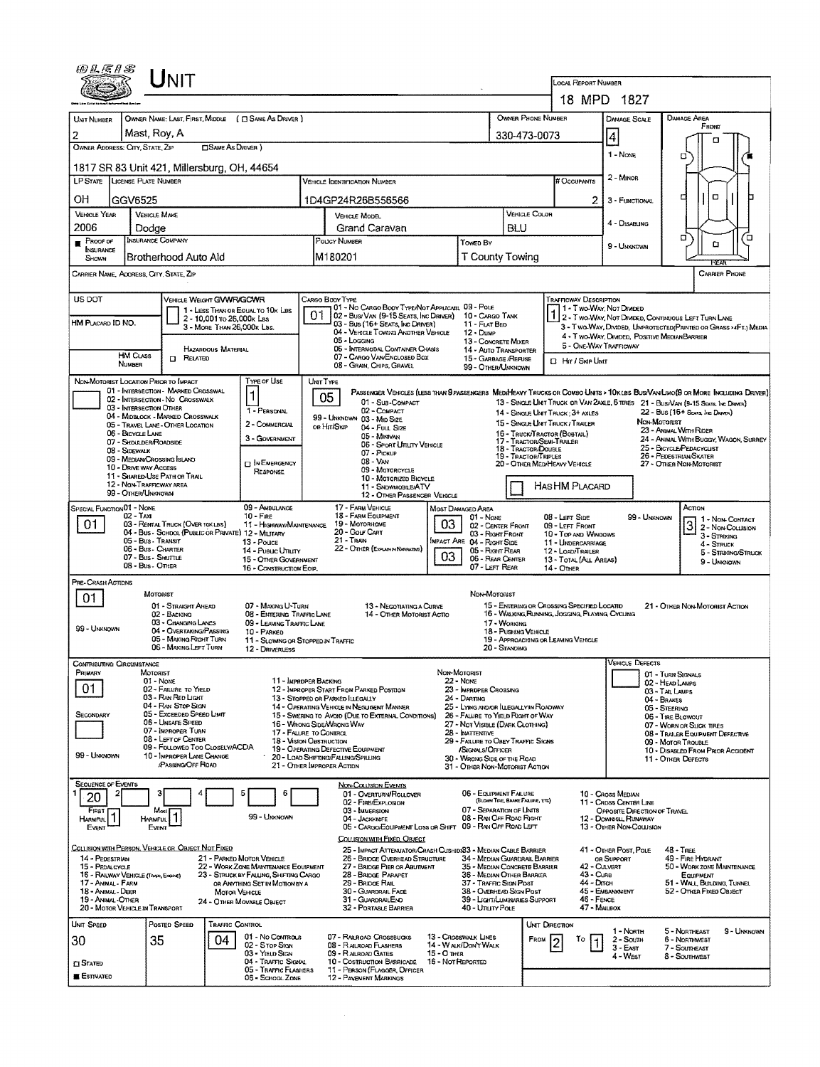# UNIT

**LOCAL REPORT NUMBER:** 18 MPD 1827

| UNIT NUMBER | OWNER NAME: LAST, FIRST, MIDDLE (☐ SAME AS DRIVER) | OWNER PHONE NUMBER | DAMAGE SCALE | DAMAGE AREA |
|---|---|---|---|---|
| 2 | Mast, Roy, A | 330-473-0073 | 4 | FRONT |

**OWNER ADDRESS: CITY, STATE, ZIP** (☐ SAME AS DRIVER): 1817 SR 83 Unit 421, Millersburg, OH, 44654

DAMAGE SCALE: 1 - NONE; 2 - MINOR; 3 - FUNCTIONAL; 4 - DISABLING; 9 - UNKNOWN

| LP STATE | LICENSE PLATE NUMBER | VEHICLE IDENTIFICATION NUMBER | # OCCUPANTS |
|---|---|---|---|
| OH | GGV6525 | 1D4GP24R26B556566 | 2 |

| VEHICLE YEAR | VEHICLE MAKE | VEHICLE MODEL | VEHICLE COLOR |
|---|---|---|---|
| 2006 | Dodge | Grand Caravan | BLU |

| PROOF OF INSURANCE SHOWN | INSURANCE COMPANY | POLICY NUMBER | TOWED BY |
|---|---|---|---|
| ■ | Brotherhood Auto Aid | M180201 | T County Towing |

**CARRIER NAME, ADDRESS, CITY, STATE, ZIP:**

**CARRIER PHONE:**

**US DOT:**

**VEHICLE WEIGHT GVWR/GCWR:** 1 - LESS THAN OR EQUAL TO 10K LBS; 2 - 10,001 TO 26,000K LBS; 3 - MORE THAN 26,000K LBS.

**HM PLACARD ID NO.:**

**HM CLASS NUMBER:** ☐ RELATED — HAZARDOUS MATERIAL

**CARGO BODY TYPE:** 01
01 - NO CARGO BODY TYPE/NOT APPLICABLE; 02 - BUS/VAN (9-15 SEATS, INC DRIVER); 03 - BUS (16+ SEATS, INC DRIVER); 04 - VEHICLE TOWING ANOTHER VEHICLE; 05 - LOGGING; 06 - INTERMODAL CONTAINER CHASIS; 07 - CARGO VAN/ENCLOSED BOX; 08 - GRAIN, CHIPS, GRAVEL; 09 - POLE; 10 - CARGO TANK; 11 - FLAT BED; 12 - DUMP; 13 - CONCRETE MIXER; 14 - AUTO TRANSPORTER; 15 - GARBAGE/REFUSE; 99 - OTHER/UNKNOWN

**TRAFFICWAY DESCRIPTION:** 1
1 - TWO-WAY, NOT DIVIDED; 2 - TWO-WAY, NOT DIVIDED, CONTINUOUS LEFT TURN LANE; 3 - TWO-WAY, DIVIDED, UNPROTECTED(PAINTED OR GRASS >4FT.) MEDIA; 4 - TWO-WAY, DIVIDED, POSITIVE MEDIAN BARRIER; 5 - ONE-WAY TRAFFICWAY
☐ HIT / SKIP UNIT

**NON-MOTORIST LOCATION PRIOR TO IMPACT:**
01 - INTERSECTION - MARKED CROSSWALK; 02 - INTERSECTION - NO CROSSWALK; 03 - INTERSECTION OTHER; 04 - MIDBLOCK - MARKED CROSSWALK; 05 - TRAVEL LANE - OTHER LOCATION; 06 - BICYCLE LANE; 07 - SHOULDER/ROADSIDE; 08 - SIDEWALK; 09 - MEDIAN/CROSSING ISLAND; 10 - DRIVE WAY ACCESS; 11 - SHARED-USE PATH OR TRAIL; 12 - NON-TRAFFICWAY AREA; 99 - OTHER/UNKNOWN

**TYPE OF USE:** 1
1 - PERSONAL; 2 - COMMERCIAL; 3 - GOVERNMENT; ☐ IN EMERGENCY RESPONSE

**UNIT TYPE:** 05
PASSENGER VEHICLES (LESS THAN 9 PASSENGERS): 01 - SUB-COMPACT; 02 - COMPACT; 99 - UNKNOWN 03 - MID SIZE; OR HIT/SKIP 04 - FULL SIZE; 05 - MINIVAN; 06 - SPORT UTILITY VEHICLE; 07 - PICKUP; 08 - VAN; 09 - MOTORCYCLE; 10 - MOTORIZED BICYCLE; 11 - SNOWMOBILE/ATV; 12 - OTHER PASSENGER VEHICLE
MED/HEAVY TRUCKS OR COMBO UNITS > 10K LBS: 13 - SINGLE UNIT TRUCK OR VAN 2AXLE, 6 TIRES; 14 - SINGLE UNIT TRUCK; 3+ AXLES; 15 - SINGLE UNIT TRUCK / TRAILER; 16 - TRUCK/TRACTOR (BOBTAIL); 17 - TRACTOR/SEMI-TRAILER; 18 - TRACTOR/DOUBLE; 19 - TRACTOR/TRIPLES; 20 - OTHER MED/HEAVY VEHICLE
BUS/VAN/LIMO (9 OR MORE INCLUDING DRIVER): 21 - BUS/VAN (9-15 SEATS, INC DRIVER); 22 - BUS (16+ SEATS, INC DRIVER)
NON-MOTORIST: 23 - ANIMAL WITH RIDER; 24 - ANIMAL WITH BUGGY, WAGON, SURREY; 25 - BICYCLE/PEDACYCLIST; 26 - PEDESTRIAN/SKATER; 27 - OTHER NON-MOTORIST
☐ HAS HM PLACARD

**SPECIAL FUNCTION:** 01
01 - NONE; 02 - TAXI; 03 - RENTAL TRUCK (OVER 10K LBS); 04 - BUS - SCHOOL (PUBLIC OR PRIVATE); 05 - BUS - TRANSIT; 06 - BUS - CHARTER; 07 - BUS - SHUTTLE; 08 - BUS - OTHER; 09 - AMBULANCE; 10 - FIRE; 11 - HIGHWAY/MAINTENANCE; 12 - MILITARY; 13 - POLICE; 14 - PUBLIC UTILITY; 15 - OTHER GOVERNMENT; 16 - CONSTRUCTION EQIP.; 17 - FARM VEHICLE; 18 - FARM EQUIPMENT; 19 - MOTORHOME; 20 - GOLF CART; 21 - TRAIN; 22 - OTHER (EXPLAIN IN NARRATIVE)

**MOST DAMAGED AREA:** 03 — **IMPACT AREA:** 03
01 - NONE; 02 - CENTER FRONT; 03 - RIGHT FRONT; 04 - RIGHT SIDE; 05 - RIGHT REAR; 06 - REAR CENTER; 07 - LEFT REAR; 08 - LEFT SIDE; 09 - LEFT FRONT; 10 - TOP AND WINDOWS; 11 - UNDERCARRIAGE; 12 - LOAD/TRAILER; 13 - TOTAL (ALL AREAS); 14 - OTHER; 99 - UNKNOWN

**ACTION:** 3
1 - NON-CONTACT; 2 - NON-COLLISION; 3 - STRIKING; 4 - STRUCK; 5 - STRIKING/STRUCK; 9 - UNKNOWN

**PRE-CRASH ACTIONS:** 01
MOTORIST: 01 - STRAIGHT AHEAD; 02 - BACKING; 03 - CHANGING LANES; 04 - OVERTAKING/PASSING; 05 - MAKING RIGHT TURN; 06 - MAKING LEFT TURN; 07 - MAKING U-TURN; 08 - ENTERING TRAFFIC LANE; 09 - LEAVING TRAFFIC LANE; 10 - PARKED; 11 - SLOWING OR STOPPED IN TRAFFIC; 12 - DRIVERLESS; 13 - NEGOTIATING A CURVE; 14 - OTHER MOTORIST ACTIO
NON-MOTORIST: 15 - ENTERING OR CROSSING SPECIFIED LOCATIO; 16 - WALKING, RUNNING, JOGGING, PLAYING, CYCLING; 17 - WORKING; 18 - PUSHING VEHICLE; 19 - APPROACHING OR LEAVING VEHICLE; 20 - STANDING; 21 - OTHER NON-MOTORIST ACTION
99 - UNKNOWN

**CONTRIBUTING CIRCUMSTANCE:**
PRIMARY: 01
SECONDARY:
MOTORIST: 01 - NONE; 02 - FAILURE TO YIELD; 03 - RAN RED LIGHT; 04 - RAN STOP SIGN; 05 - EXCEEDED SPEED LIMIT; 06 - UNSAFE SPEED; 07 - IMPROPER TURN; 08 - LEFT OF CENTER; 09 - FOLLOWED TOO CLOSELY/ACDA; 10 - IMPROPER LANE CHANGE /PASSING/OFF ROAD; 11 - IMPROPER BACKING; 12 - IMPROPER START FROM PARKED POSITION; 13 - STOPPED OR PARKED ILLEGALLY; 14 - OPERATING VEHICLE IN NEGLIGENT MANNER; 15 - SWERING TO AVOID (DUE TO EXTERNAL CONDITIONS); 16 - WRONG SIDE/WRONG WAY; 17 - FALURE TO CONTROL; 18 - VISION OBSTRUCTION; 19 - OPERATING DEFECTIVE EQUIPMENT; 20 - LOAD SHIFTING/FALLING/SPILLING; 21 - OTHER IMPROPER ACTION
NON-MOTORIST: 22 - NONE; 23 - IMPROPER CROSSING; 24 - DARTING; 25 - LYING AND/OR ILLEGALLY IN ROADWAY; 26 - FALURE TO YIELD RIGHT OF WAY; 27 - NOT VISIBLE (DARK CLOTHING); 28 - INATTENTIVE; 29 - FAILURE TO OBEY TRAFFIC SIGNS /SIGNALS/OFFICER; 30 - WRONG SIDE OF THE ROAD; 31 - OTHER NON-MOTORIST ACTION
99 - UNKNOWN

**VEHICLE DEFECTS:**
01 - TURN SIGNALS; 02 - HEAD LAMPS; 03 - TAIL LAMPS; 04 - BRAKES; 05 - STEERING; 06 - TIRE BLOWOUT; 07 - WORN OR SLICK TIRES; 08 - TRAILER EQUIPMENT DEFECTIVE; 09 - MOTOR TROUBLE; 10 - DISABLED FROM PRIOR ACCIDENT; 11 - OTHER DEFECTS

**SEQUENCE OF EVENTS:**

| 1 | 2 | 3 | 4 | 5 | 6 |
|---|---|---|---|---|---|
| 20 | | | | | |

FIRST HARMFUL EVENT: 1 — MOST HARMFUL EVENT: 1 — 99 - UNKNOWN

NON-COLLISION EVENTS: 01 - OVERTURN/ROLLOVER; 02 - FIRE/EXPLOSION; 03 - IMMERSION; 04 - JACKKNIFE; 05 - CARGO/EQUIPMENT LOSS OR SHIFT; 06 - EQUIPMENT FAILURE (BLOWN TIRE, BRAKE FAILURE, ETC); 07 - SEPARATION OF UNITS; 08 - RAN OFF ROAD RIGHT; 09 - RAN OFF ROAD LEFT; 10 - CROSS MEDIAN; 11 - CROSS CENTER LINE OPPOSITE DIRECTION OF TRAVEL; 12 - DOWNHILL RUNAWAY; 13 - OTHER NON-COLLISION

COLLISION WITH PERSON, VEHICLE OR OBJECT NOT FIXED: 14 - PEDESTRIAN; 15 - PEDALCYCLE; 16 - RAILWAY VEHICLE (TRAIN, ENGINE); 17 - ANIMAL - FARM; 18 - ANIMAL - DEER; 19 - ANIMAL - OTHER; 20 - MOTOR VEHICLE IN TRANSPORT; 21 - PARKED MOTOR VEHICLE; 22 - WORK ZONE MAINTENANCE EQUIPMENT; 23 - STRUCK BY FALLING, SHIFTING CARGO OR ANYTHING SET IN MOTION BY A MOTOR VEHICLE; 24 - OTHER MOVABLE OBJECT

COLLISION WITH FIXED, OBJECT: 25 - IMPACT ATTENUATOR/CRASH CUSHION; 26 - BRIDGE OVERHEAD STRUCTURE; 27 - BRIDGE PIER OR ABUTMENT; 28 - BRIDGE PARAPET; 29 - BRIDGE RAIL; 30 - GUARDRAIL FACE; 31 - GUARDRAILEND; 32 - PORTABLE BARRIER; 33 - MEDIAN CABLE BARRIER; 34 - MEDIAN GUARDRAIL BARRIER; 35 - MEDIAN CONCRETE BARRIER; 36 - MEDIAN OTHER BARRIER; 37 - TRAFFIC SIGN POST; 38 - OVERHEAD SIGN POST; 39 - LIGHT/LUMINARIES SUPPORT; 40 - UTILITY POLE; 41 - OTHER POST, POLE OR SUPPORT; 42 - CULVERT; 43 - CURB; 44 - DITCH; 45 - EMBANKMENT; 46 - FENCE; 47 - MAILBOX; 48 - TREE; 49 - FIRE HYDRANT; 50 - WORK ZONE MAINTENANCE EQUIPMENT; 51 - WALL, BUILDING, TUNNEL; 52 - OTHER FIXED OBJECT

| UNIT SPEED | POSTED SPEED | TRAFFIC CONTROL | UNIT DIRECTION |
|---|---|---|---|
| 30 | 35 | 04 | FROM 2 TO 1 |

☐ STATED ■ ESTIMATED

TRAFFIC CONTROL: 01 - NO CONTROLS; 02 - STOP SIGN; 03 - YIELD SIGN; 04 - TRAFFIC SIGNAL; 05 - TRAFFIC FLASHERS; 06 - SCHOOL ZONE; 07 - RAILROAD CROSSBUCKS; 08 - RAILROAD FLASHERS; 09 - RAILROAD GATES; 10 - COSTRUCTION BARRICADE; 11 - PERSON (FLAGGER, OFFICER); 12 - PAVEMENT MARKINGS; 13 - CROSSWALK LINES; 14 - WALK/DON'T WALK; 15 - OTHER; 16 - NOT REPORTED

UNIT DIRECTION: 1 - NORTH; 2 - SOUTH; 3 - EAST; 4 - WEST; 5 - NORTHEAST; 6 - NORTHWEST; 7 - SOUTHEAST; 8 - SOUTHWEST; 9 - UNKNOWN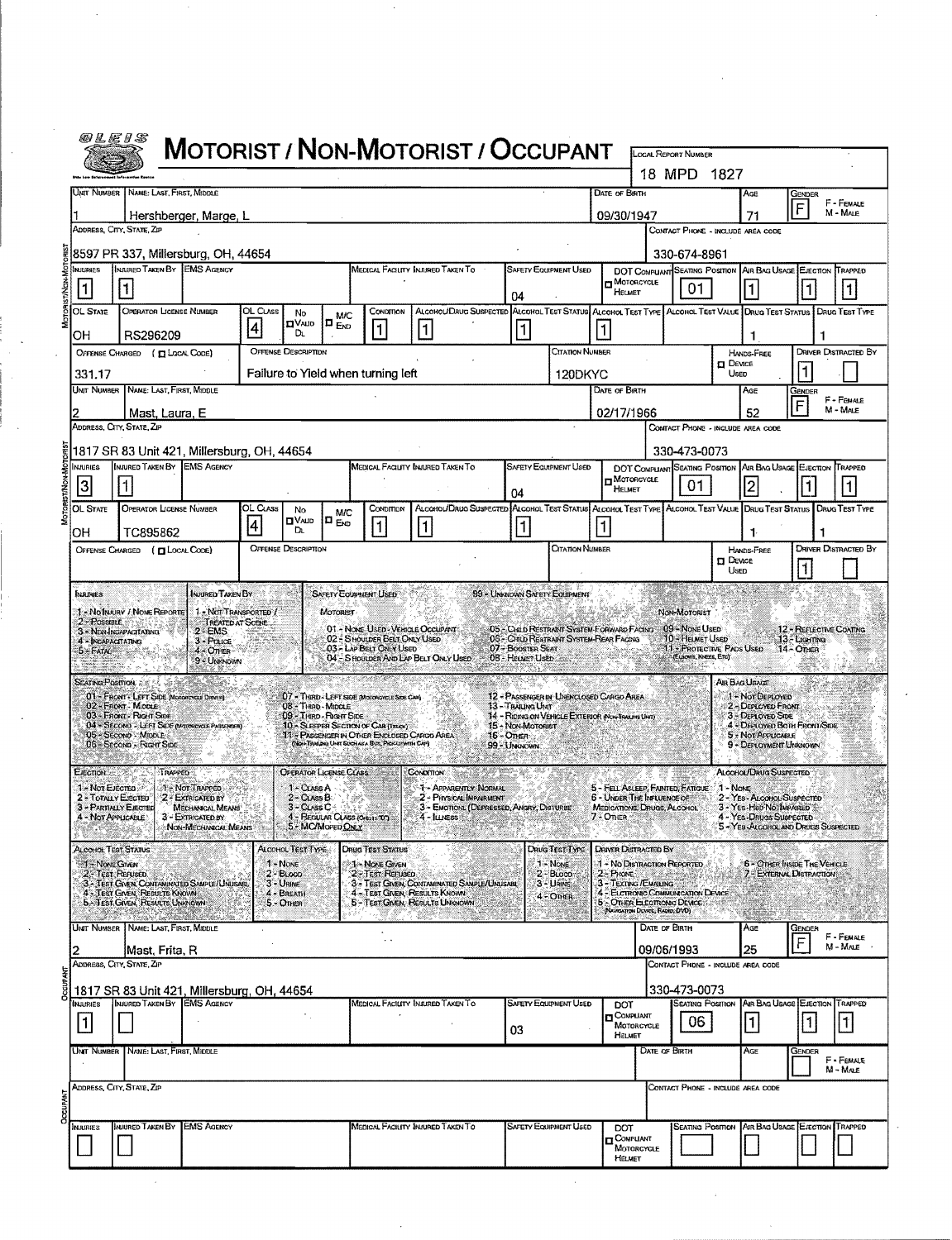# MOTORIST / NON-MOTORIST / OCCUPANT

OLEIS

LOCAL REPORT NUMBER: 18 MPD 1827

## MOTORIST / NON-MOTORIST

| UNIT NUMBER | NAME: LAST, FIRST, MIDDLE | DATE OF BIRTH | AGE | GENDER |
|---|---|---|---|---|
| 1 | Hershberger, Marge, L | 09/30/1947 | 71 | F |

ADDRESS, CITY, STATE, ZIP: 8597 PR 337, Millersburg, OH, 44654

CONTACT PHONE - INCLUDE AREA CODE: 330-674-8961

| INJURIES | INJURED TAKEN BY | EMS AGENCY | MEDICAL FACILITY INJURED TAKEN TO | SAFETY EQUIPMENT USED | DOT COMPLIANT MOTORCYCLE HELMET | SEATING POSITION | AIR BAG USAGE | EJECTION | TRAPPED |
|---|---|---|---|---|---|---|---|---|---|
| 1 | 1 | | | 04 | | 01 | 1 | 1 | 1 |

| OL STATE | OPERATOR LICENSE NUMBER | OL CLASS | NO VALID DL | M/C END | CONDITION | ALCOHOL/DRUG SUSPECTED | ALCOHOL TEST STATUS | ALCOHOL TEST TYPE | ALCOHOL TEST VALUE | DRUG TEST STATUS | DRUG TEST TYPE |
|---|---|---|---|---|---|---|---|---|---|---|---|
| OH | RS296209 | 4 | | | 1 | 1 | 1 | 1 | | 1 | 1 |

| OFFENSE CHARGED ( LOCAL CODE) | OFFENSE DESCRIPTION | CITATION NUMBER | HANDS-FREE DEVICE USED | DRIVER DISTRACTED BY |
|---|---|---|---|---|
| 331.17 | Failure to Yield when turning left | 120DKYC | | 1 |

| UNIT NUMBER | NAME: LAST, FIRST, MIDDLE | DATE OF BIRTH | AGE | GENDER |
|---|---|---|---|---|
| 2 | Mast, Laura, E | 02/17/1966 | 52 | F |

ADDRESS, CITY, STATE, ZIP: 1817 SR 83 Unit 421, Millersburg, OH, 44654

CONTACT PHONE - INCLUDE AREA CODE: 330-473-0073

| INJURIES | INJURED TAKEN BY | EMS AGENCY | MEDICAL FACILITY INJURED TAKEN TO | SAFETY EQUIPMENT USED | DOT COMPLIANT MOTORCYCLE HELMET | SEATING POSITION | AIR BAG USAGE | EJECTION | TRAPPED |
|---|---|---|---|---|---|---|---|---|---|
| 3 | 1 | | | 04 | | 01 | 2 | 1 | 1 |

| OL STATE | OPERATOR LICENSE NUMBER | OL CLASS | NO VALID DL | M/C END | CONDITION | ALCOHOL/DRUG SUSPECTED | ALCOHOL TEST STATUS | ALCOHOL TEST TYPE | ALCOHOL TEST VALUE | DRUG TEST STATUS | DRUG TEST TYPE |
|---|---|---|---|---|---|---|---|---|---|---|---|
| OH | TC895862 | 4 | | | 1 | 1 | 1 | 1 | | 1 | 1 |

| OFFENSE CHARGED ( LOCAL CODE) | OFFENSE DESCRIPTION | CITATION NUMBER | HANDS-FREE DEVICE USED | DRIVER DISTRACTED BY |
|---|---|---|---|---|
| | | | | 1 |

## CODES

**INJURIES:** 1 - No Injury / None Reported; 2 - Possible; 3 - Non-Incapacitating; 4 - Incapacitating; 5 - Fatal

**INJURED TAKEN BY:** 1 - Not Transported / Treated at Scene; 2 - EMS; 3 - Police; 4 - Other; 9 - Unknown

**SAFETY EQUIPMENT USED:** 99 - Unknown Safety Equipment

- Motorist: 01 - None Used - Vehicle Occupant; 02 - Shoulder Belt Only Used; 03 - Lap Belt Only Used; 04 - Shoulder And Lap Belt Only Used; 05 - Child Restraint System-Forward Facing; 06 - Child Restraint System-Rear Facing; 07 - Booster Seat; 08 - Helmet Used
- Non-Motorist: 09 - None Used; 10 - Helmet Used; 11 - Protective Pads Used (Elbows, Knees, Etc); 12 - Reflective Coating; 13 - Lighting; 14 - Other

**SEATING POSITION:** 01 - Front - Left Side (Motorcycle Driver); 02 - Front - Middle; 03 - Front - Right Side; 04 - Second - Left Side (Motorcycle Passenger); 05 - Second - Middle; 06 - Second - Right Side; 07 - Third - Left Side (Motorcycle Side Car); 08 - Third - Middle; 09 - Third - Right Side; 10 - Sleeper Section of Cab (Truck); 11 - Passenger in Other Enclosed Cargo Area (Non-Trailing Unit Such as a Bus, Pick-up with Cap); 12 - Passenger in Unenclosed Cargo Area; 13 - Trailing Unit; 14 - Riding on Vehicle Exterior (Non-Trailing Unit); 15 - Non-Motorist; 16 - Other; 99 - Unknown

**AIR BAG USAGE:** 1 - Not Deployed; 2 - Deployed Front; 3 - Deployed Side; 4 - Deployed Both Front/Side; 5 - Not Applicable; 9 - Deployment Unknown

**EJECTION:** 1 - Not Ejected; 2 - Totally Ejected; 3 - Partially Ejected; 4 - Not Applicable

**TRAPPED:** 1 - Not Trapped; 2 - Extricated by Mechanical Means; 3 - Extricated by Non-Mechanical Means

**OPERATOR LICENSE CLASS:** 1 - Class A; 2 - Class B; 3 - Class C; 4 - Regular Class (Ohio is "D"); 5 - M/C Moped Only

**CONDITION:** 1 - Apparently Normal; 2 - Physical Impairment; 3 - Emotional (Depressed, Angry, Disturbed); 4 - Illness; 5 - Fell Asleep, Fainted, Fatigue; 6 - Under the Influence of Medications, Drugs, Alcohol; 7 - Other

**ALCOHOL/DRUG SUSPECTED:** 1 - None; 2 - Yes - Alcohol Suspected; 3 - Yes - HBD (Not Impaired); 4 - Yes - Drugs Suspected; 5 - Yes - Alcohol and Drugs Suspected

**ALCOHOL TEST STATUS:** 1 - None Given; 2 - Test Refused; 3 - Test Given, Contaminated Sample/Unusable; 4 - Test Given, Results Known; 5 - Test Given, Results Unknown

**ALCOHOL TEST TYPE:** 1 - None; 2 - Blood; 3 - Urine; 4 - Breath; 5 - Other

**DRUG TEST STATUS:** 1 - None Given; 2 - Test Refused; 3 - Test Given, Contaminated Sample/Unusable; 4 - Test Given, Results Known; 5 - Test Given, Results Unknown

**DRUG TEST TYPE:** 1 - None; 2 - Blood; 3 - Urine; 4 - Other

**DRIVER DISTRACTED BY:** 1 - No Distraction Reported; 2 - Phone; 3 - Texting/Emailing; 4 - Electronic Communication Device; 5 - Other Electronic Device (Navigation Device, Radio, DVD); 6 - Other Inside the Vehicle; 7 - External Distraction

## OCCUPANT

| UNIT NUMBER | NAME: LAST, FIRST, MIDDLE | DATE OF BIRTH | AGE | GENDER |
|---|---|---|---|---|
| 2 | Mast, Frita, R | 09/06/1993 | 25 | F |

ADDRESS, CITY, STATE, ZIP: 1817 SR 83 Unit 421, Millersburg, OH, 44654

CONTACT PHONE - INCLUDE AREA CODE: 330-473-0073

| INJURIES | INJURED TAKEN BY | EMS AGENCY | MEDICAL FACILITY INJURED TAKEN TO | SAFETY EQUIPMENT USED | DOT COMPLIANT MOTORCYCLE HELMET | SEATING POSITION | AIR BAG USAGE | EJECTION | TRAPPED |
|---|---|---|---|---|---|---|---|---|---|
| 1 | | | | 03 | | 06 | 1 | 1 | 1 |

## OCCUPANT

| UNIT NUMBER | NAME: LAST, FIRST, MIDDLE | DATE OF BIRTH | AGE | GENDER |
|---|---|---|---|---|
| | | | | |

ADDRESS, CITY, STATE, ZIP:

CONTACT PHONE - INCLUDE AREA CODE:

| INJURIES | INJURED TAKEN BY | EMS AGENCY | MEDICAL FACILITY INJURED TAKEN TO | SAFETY EQUIPMENT USED | DOT COMPLIANT MOTORCYCLE HELMET | SEATING POSITION | AIR BAG USAGE | EJECTION | TRAPPED |
|---|---|---|---|---|---|---|---|---|---|
| | | | | | | | | | |